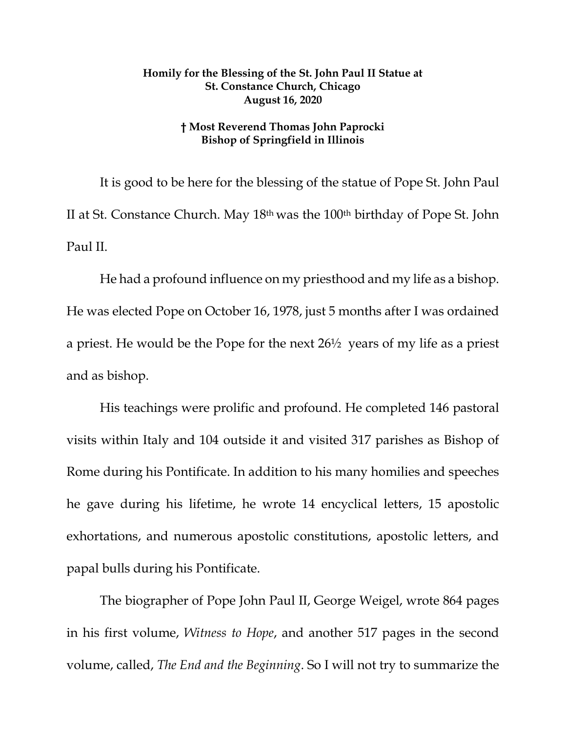**Homily for the Blessing of the St. John Paul II Statue at St. Constance Church, Chicago**
**August 16, 2020**

**† Most Reverend Thomas John Paprocki**
**Bishop of Springfield in Illinois**

It is good to be here for the blessing of the statue of Pope St. John Paul II at St. Constance Church. May 18th was the 100th birthday of Pope St. John Paul II.

He had a profound influence on my priesthood and my life as a bishop. He was elected Pope on October 16, 1978, just 5 months after I was ordained a priest. He would be the Pope for the next 26½ years of my life as a priest and as bishop.

His teachings were prolific and profound. He completed 146 pastoral visits within Italy and 104 outside it and visited 317 parishes as Bishop of Rome during his Pontificate. In addition to his many homilies and speeches he gave during his lifetime, he wrote 14 encyclical letters, 15 apostolic exhortations, and numerous apostolic constitutions, apostolic letters, and papal bulls during his Pontificate.

The biographer of Pope John Paul II, George Weigel, wrote 864 pages in his first volume, *Witness to Hope*, and another 517 pages in the second volume, called, *The End and the Beginning*. So I will not try to summarize the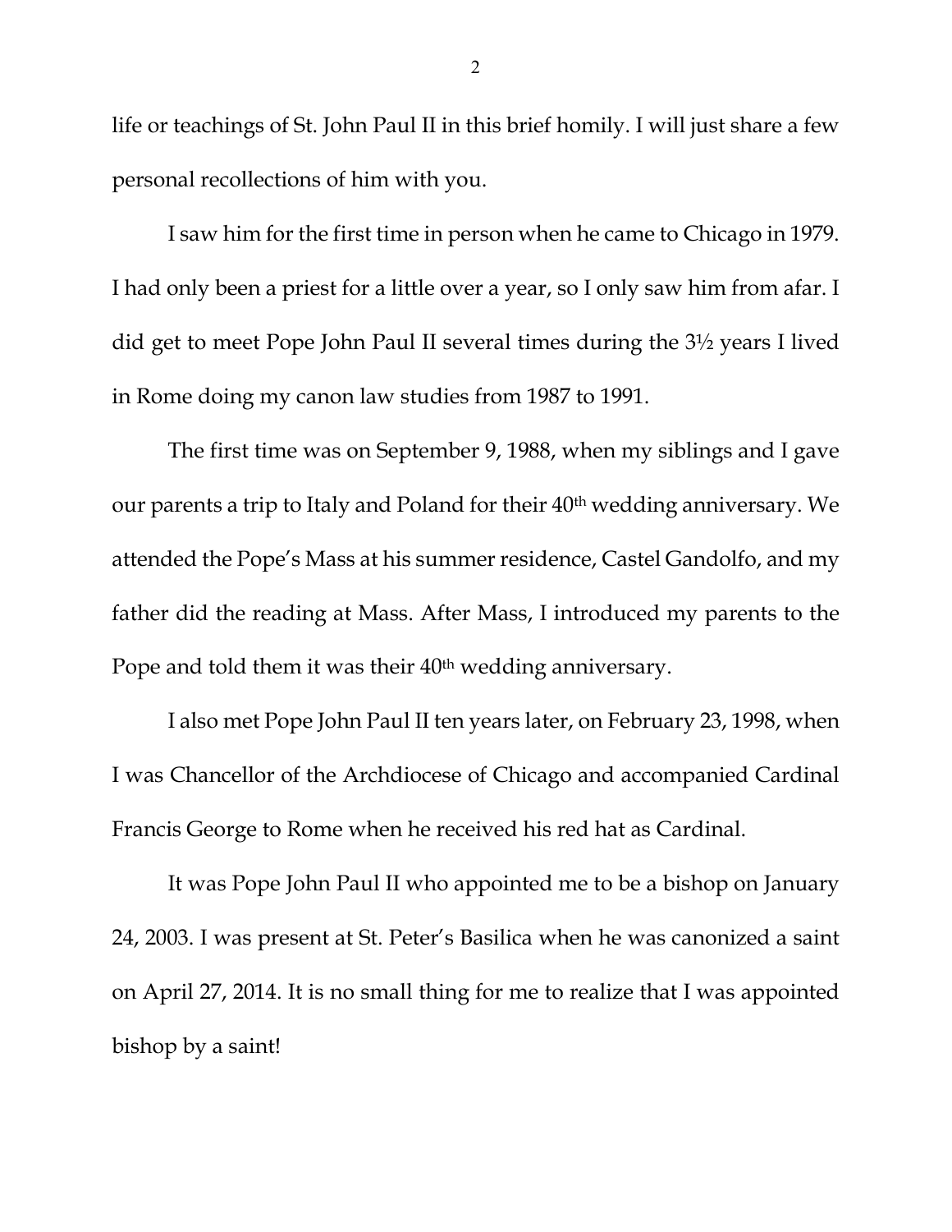life or teachings of St. John Paul II in this brief homily. I will just share a few personal recollections of him with you.

I saw him for the first time in person when he came to Chicago in 1979. I had only been a priest for a little over a year, so I only saw him from afar. I did get to meet Pope John Paul II several times during the 3½ years I lived in Rome doing my canon law studies from 1987 to 1991.

The first time was on September 9, 1988, when my siblings and I gave our parents a trip to Italy and Poland for their 40th wedding anniversary. We attended the Pope's Mass at his summer residence, Castel Gandolfo, and my father did the reading at Mass. After Mass, I introduced my parents to the Pope and told them it was their 40th wedding anniversary.

I also met Pope John Paul II ten years later, on February 23, 1998, when I was Chancellor of the Archdiocese of Chicago and accompanied Cardinal Francis George to Rome when he received his red hat as Cardinal.

It was Pope John Paul II who appointed me to be a bishop on January 24, 2003. I was present at St. Peter's Basilica when he was canonized a saint on April 27, 2014. It is no small thing for me to realize that I was appointed bishop by a saint!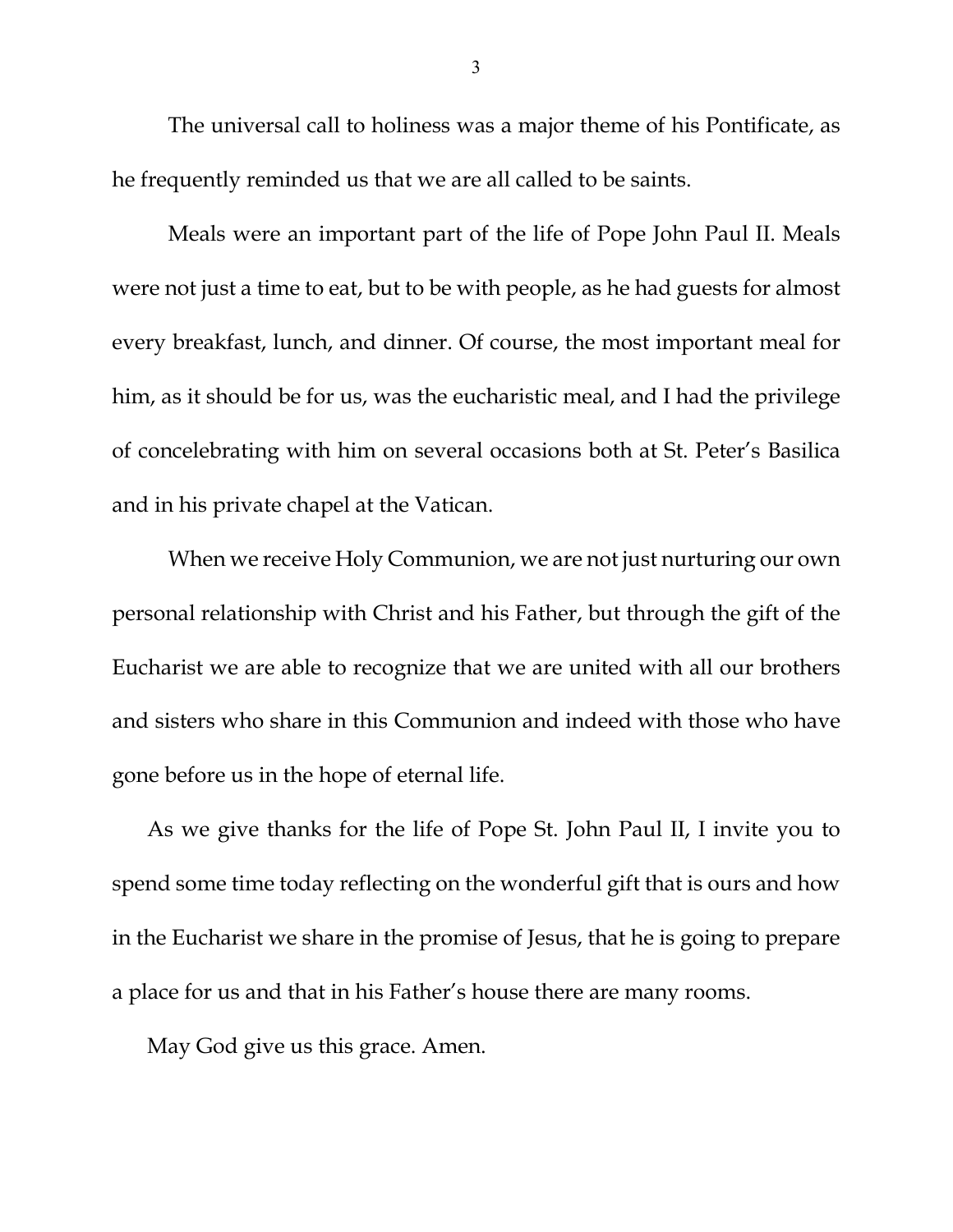The universal call to holiness was a major theme of his Pontificate, as he frequently reminded us that we are all called to be saints.

Meals were an important part of the life of Pope John Paul II. Meals were not just a time to eat, but to be with people, as he had guests for almost every breakfast, lunch, and dinner. Of course, the most important meal for him, as it should be for us, was the eucharistic meal, and I had the privilege of concelebrating with him on several occasions both at St. Peter's Basilica and in his private chapel at the Vatican.

When we receive Holy Communion, we are not just nurturing our own personal relationship with Christ and his Father, but through the gift of the Eucharist we are able to recognize that we are united with all our brothers and sisters who share in this Communion and indeed with those who have gone before us in the hope of eternal life.

As we give thanks for the life of Pope St. John Paul II, I invite you to spend some time today reflecting on the wonderful gift that is ours and how in the Eucharist we share in the promise of Jesus, that he is going to prepare a place for us and that in his Father's house there are many rooms.

May God give us this grace. Amen.